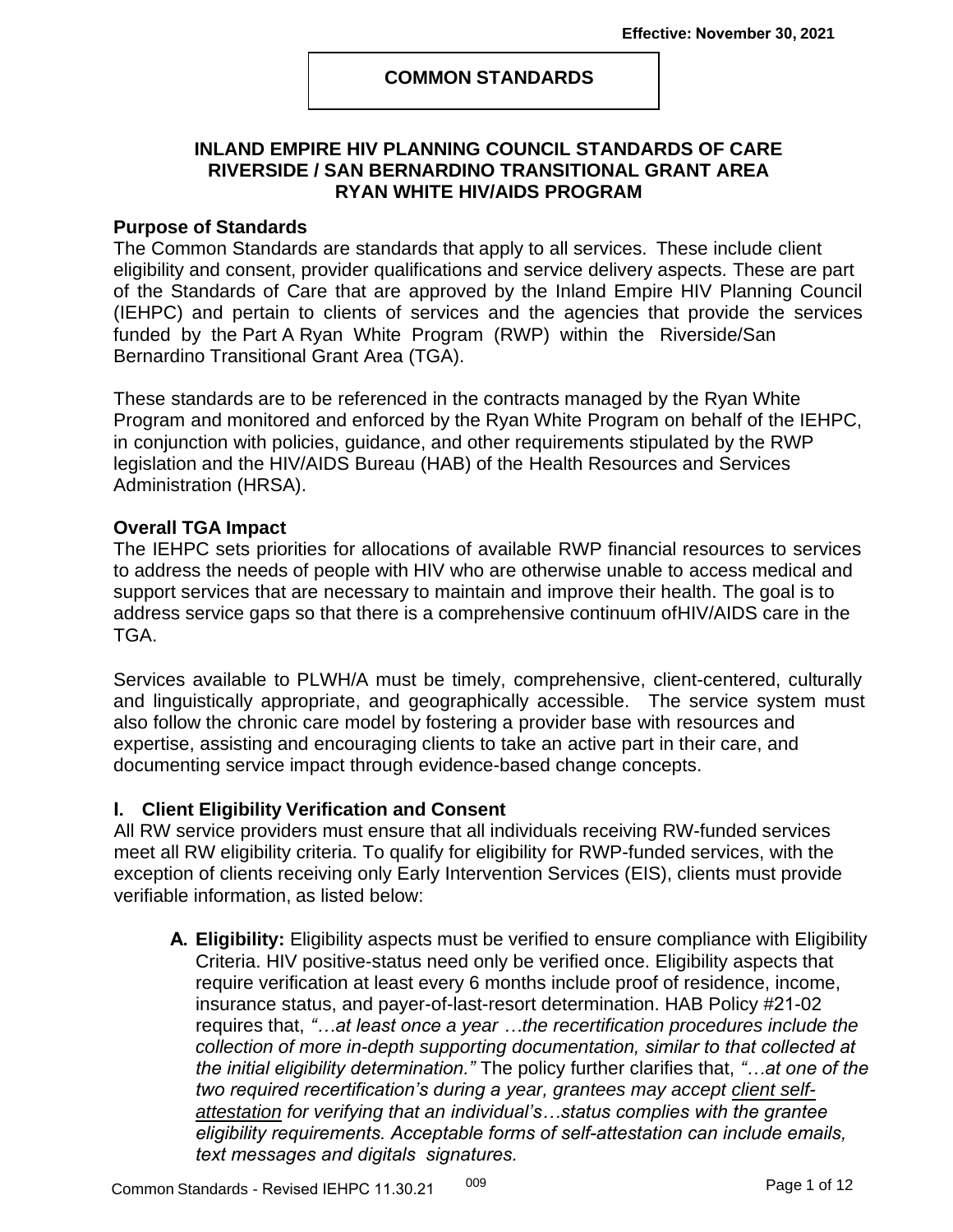**Effective: November 30, 2021**

**COMMON STANDARDS**

**INLAND EMPIRE HIV PLANNING COUNCIL STANDARDS OF CARE**
**RIVERSIDE / SAN BERNARDINO TRANSITIONAL GRANT AREA**
**RYAN WHITE HIV/AIDS PROGRAM**

### Purpose of Standards

The Common Standards are standards that apply to all services. These include client eligibility and consent, provider qualifications and service delivery aspects. These are part of the Standards of Care that are approved by the Inland Empire HIV Planning Council (IEHPC) and pertain to clients of services and the agencies that provide the services funded by the Part A Ryan White Program (RWP) within the Riverside/San Bernardino Transitional Grant Area (TGA).

These standards are to be referenced in the contracts managed by the Ryan White Program and monitored and enforced by the Ryan White Program on behalf of the IEHPC, in conjunction with policies, guidance, and other requirements stipulated by the RWP legislation and the HIV/AIDS Bureau (HAB) of the Health Resources and Services Administration (HRSA).

### Overall TGA Impact

The IEHPC sets priorities for allocations of available RWP financial resources to services to address the needs of people with HIV who are otherwise unable to access medical and support services that are necessary to maintain and improve their health. The goal is to address service gaps so that there is a comprehensive continuum ofHIV/AIDS care in the TGA.

Services available to PLWH/A must be timely, comprehensive, client-centered, culturally and linguistically appropriate, and geographically accessible. The service system must also follow the chronic care model by fostering a provider base with resources and expertise, assisting and encouraging clients to take an active part in their care, and documenting service impact through evidence-based change concepts.

### I. Client Eligibility Verification and Consent

All RW service providers must ensure that all individuals receiving RW-funded services meet all RW eligibility criteria. To qualify for eligibility for RWP-funded services, with the exception of clients receiving only Early Intervention Services (EIS), clients must provide verifiable information, as listed below:

**A. Eligibility:** Eligibility aspects must be verified to ensure compliance with Eligibility Criteria. HIV positive-status need only be verified once. Eligibility aspects that require verification at least every 6 months include proof of residence, income, insurance status, and payer-of-last-resort determination. HAB Policy #21-02 requires that, *"…at least once a year …the recertification procedures include the collection of more in-depth supporting documentation, similar to that collected at the initial eligibility determination."* The policy further clarifies that, *"…at one of the two required recertification's during a year, grantees may accept client self-attestation for verifying that an individual's…status complies with the grantee eligibility requirements. Acceptable forms of self-attestation can include emails, text messages and digitals signatures.*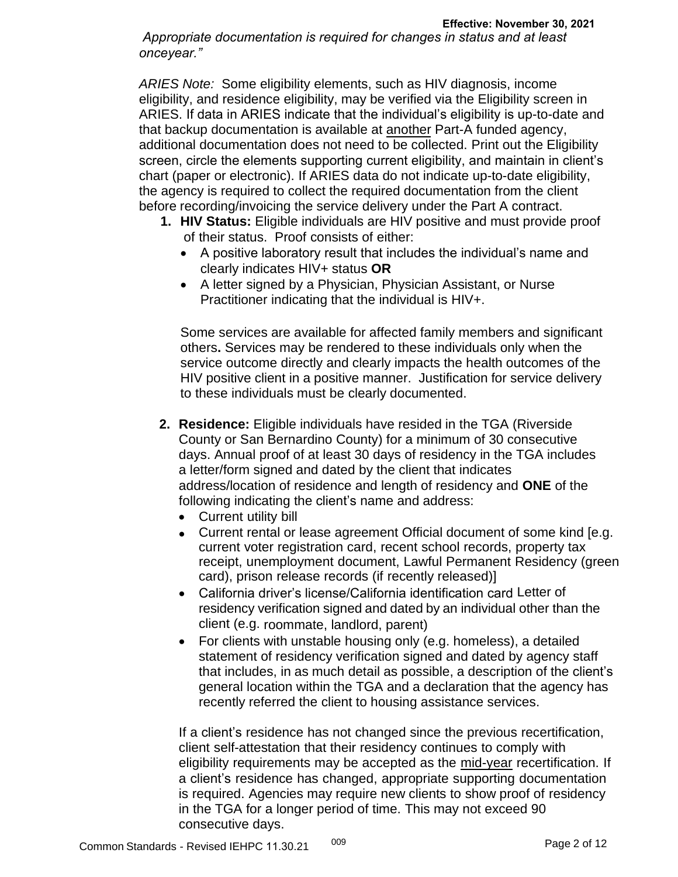*Appropriate documentation is required for changes in status and at least onceyear."*

*ARIES Note:* Some eligibility elements, such as HIV diagnosis, income eligibility, and residence eligibility, may be verified via the Eligibility screen in ARIES. If data in ARIES indicate that the individual's eligibility is up-to-date and that backup documentation is available at another Part-A funded agency, additional documentation does not need to be collected. Print out the Eligibility screen, circle the elements supporting current eligibility, and maintain in client's chart (paper or electronic). If ARIES data do not indicate up-to-date eligibility, the agency is required to collect the required documentation from the client before recording/invoicing the service delivery under the Part A contract.

1. **HIV Status:** Eligible individuals are HIV positive and must provide proof of their status. Proof consists of either:
   - A positive laboratory result that includes the individual's name and clearly indicates HIV+ status **OR**
   - A letter signed by a Physician, Physician Assistant, or Nurse Practitioner indicating that the individual is HIV+.

   Some services are available for affected family members and significant others**.** Services may be rendered to these individuals only when the service outcome directly and clearly impacts the health outcomes of the HIV positive client in a positive manner. Justification for service delivery to these individuals must be clearly documented.

2. **Residence:** Eligible individuals have resided in the TGA (Riverside County or San Bernardino County) for a minimum of 30 consecutive days. Annual proof of at least 30 days of residency in the TGA includes a letter/form signed and dated by the client that indicates address/location of residence and length of residency and **ONE** of the following indicating the client's name and address:
   - Current utility bill
   - Current rental or lease agreement Official document of some kind [e.g. current voter registration card, recent school records, property tax receipt, unemployment document, Lawful Permanent Residency (green card), prison release records (if recently released)]
   - California driver's license/California identification card Letter of residency verification signed and dated by an individual other than the client (e.g. roommate, landlord, parent)
   - For clients with unstable housing only (e.g. homeless), a detailed statement of residency verification signed and dated by agency staff that includes, in as much detail as possible, a description of the client's general location within the TGA and a declaration that the agency has recently referred the client to housing assistance services.

   If a client's residence has not changed since the previous recertification, client self-attestation that their residency continues to comply with eligibility requirements may be accepted as the mid-year recertification. If a client's residence has changed, appropriate supporting documentation is required. Agencies may require new clients to show proof of residency in the TGA for a longer period of time. This may not exceed 90 consecutive days.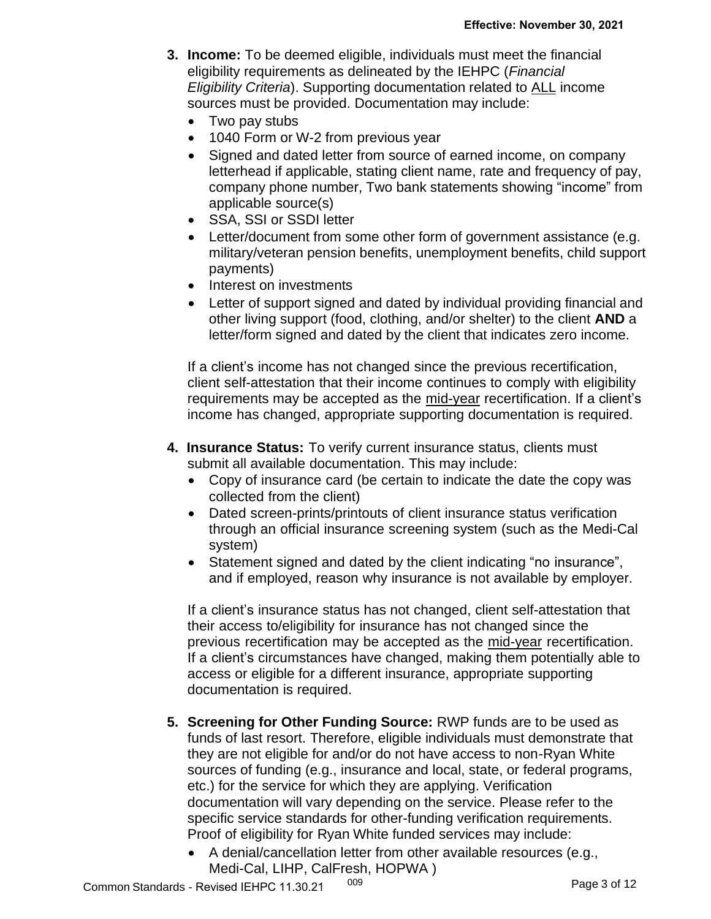3. **Income:** To be deemed eligible, individuals must meet the financial eligibility requirements as delineated by the IEHPC (*Financial Eligibility Criteria*). Supporting documentation related to ALL income sources must be provided. Documentation may include:
   - Two pay stubs
   - 1040 Form or W-2 from previous year
   - Signed and dated letter from source of earned income, on company letterhead if applicable, stating client name, rate and frequency of pay, company phone number, Two bank statements showing "income" from applicable source(s)
   - SSA, SSI or SSDI letter
   - Letter/document from some other form of government assistance (e.g. military/veteran pension benefits, unemployment benefits, child support payments)
   - Interest on investments
   - Letter of support signed and dated by individual providing financial and other living support (food, clothing, and/or shelter) to the client **AND** a letter/form signed and dated by the client that indicates zero income.

   If a client's income has not changed since the previous recertification, client self-attestation that their income continues to comply with eligibility requirements may be accepted as the mid-year recertification. If a client's income has changed, appropriate supporting documentation is required.

4. **Insurance Status:** To verify current insurance status, clients must submit all available documentation. This may include:
   - Copy of insurance card (be certain to indicate the date the copy was collected from the client)
   - Dated screen-prints/printouts of client insurance status verification through an official insurance screening system (such as the Medi-Cal system)
   - Statement signed and dated by the client indicating "no insurance", and if employed, reason why insurance is not available by employer.

   If a client's insurance status has not changed, client self-attestation that their access to/eligibility for insurance has not changed since the previous recertification may be accepted as the mid-year recertification. If a client's circumstances have changed, making them potentially able to access or eligible for a different insurance, appropriate supporting documentation is required.

5. **Screening for Other Funding Source:** RWP funds are to be used as funds of last resort. Therefore, eligible individuals must demonstrate that they are not eligible for and/or do not have access to non-Ryan White sources of funding (e.g., insurance and local, state, or federal programs, etc.) for the service for which they are applying. Verification documentation will vary depending on the service. Please refer to the specific service standards for other-funding verification requirements. Proof of eligibility for Ryan White funded services may include:
   - A denial/cancellation letter from other available resources (e.g., Medi-Cal, LIHP, CalFresh, HOPWA )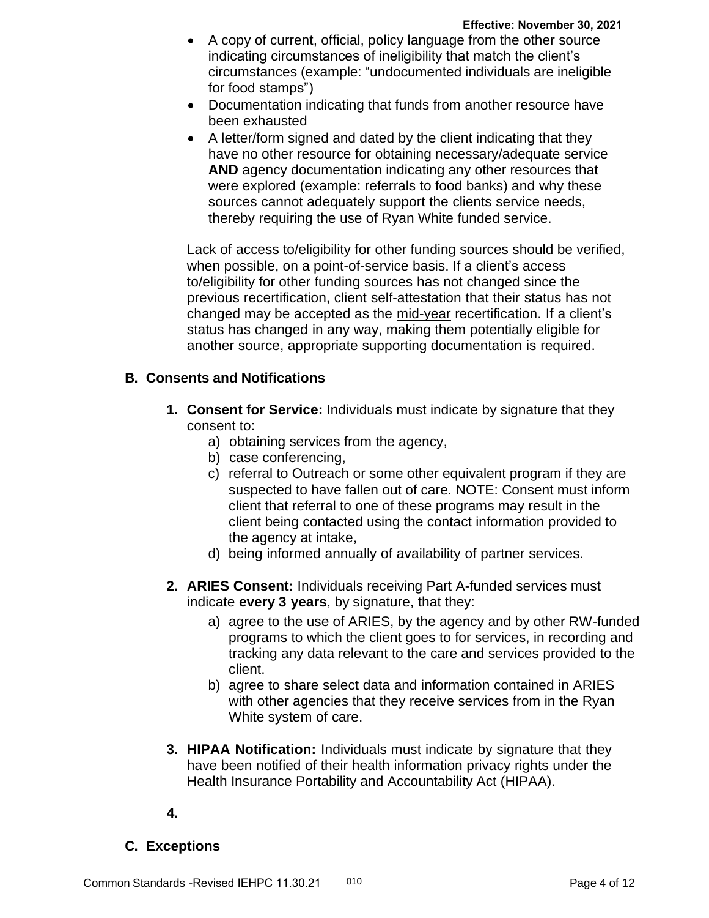- A copy of current, official, policy language from the other source indicating circumstances of ineligibility that match the client's circumstances (example: "undocumented individuals are ineligible for food stamps")
- Documentation indicating that funds from another resource have been exhausted
- A letter/form signed and dated by the client indicating that they have no other resource for obtaining necessary/adequate service **AND** agency documentation indicating any other resources that were explored (example: referrals to food banks) and why these sources cannot adequately support the clients service needs, thereby requiring the use of Ryan White funded service.

Lack of access to/eligibility for other funding sources should be verified, when possible, on a point-of-service basis. If a client's access to/eligibility for other funding sources has not changed since the previous recertification, client self-attestation that their status has not changed may be accepted as the mid-year recertification. If a client's status has changed in any way, making them potentially eligible for another source, appropriate supporting documentation is required.

## B. Consents and Notifications

1. **Consent for Service:** Individuals must indicate by signature that they consent to:
   a) obtaining services from the agency,
   b) case conferencing,
   c) referral to Outreach or some other equivalent program if they are suspected to have fallen out of care. NOTE: Consent must inform client that referral to one of these programs may result in the client being contacted using the contact information provided to the agency at intake,
   d) being informed annually of availability of partner services.

2. **ARIES Consent:** Individuals receiving Part A-funded services must indicate **every 3 years**, by signature, that they:
   a) agree to the use of ARIES, by the agency and by other RW-funded programs to which the client goes to for services, in recording and tracking any data relevant to the care and services provided to the client.
   b) agree to share select data and information contained in ARIES with other agencies that they receive services from in the Ryan White system of care.

3. **HIPAA Notification:** Individuals must indicate by signature that they have been notified of their health information privacy rights under the Health Insurance Portability and Accountability Act (HIPAA).

4.

## C. Exceptions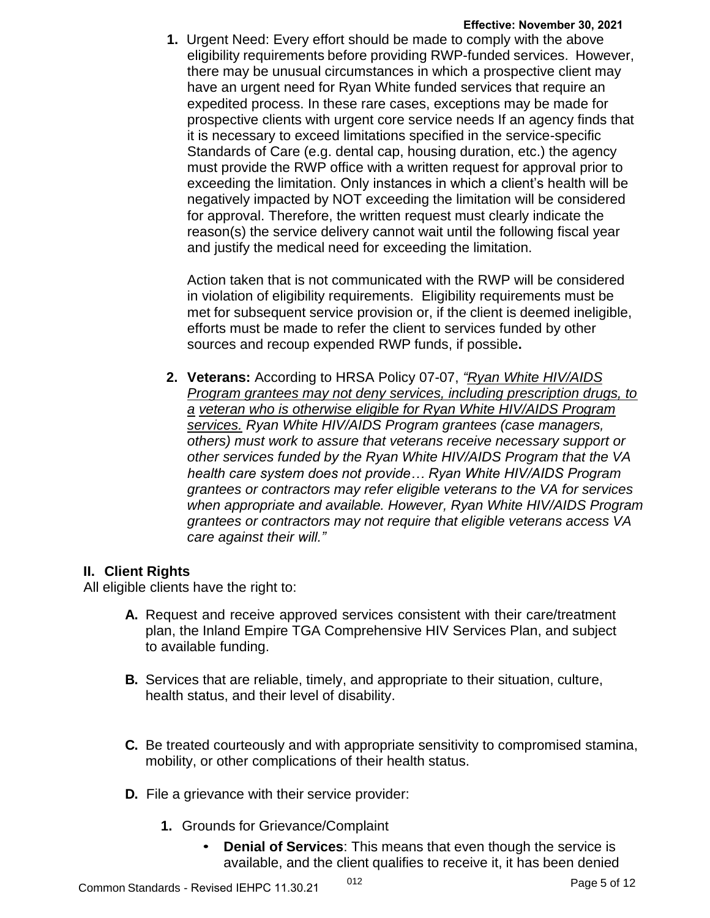1. Urgent Need: Every effort should be made to comply with the above eligibility requirements before providing RWP-funded services. However, there may be unusual circumstances in which a prospective client may have an urgent need for Ryan White funded services that require an expedited process. In these rare cases, exceptions may be made for prospective clients with urgent core service needs If an agency finds that it is necessary to exceed limitations specified in the service-specific Standards of Care (e.g. dental cap, housing duration, etc.) the agency must provide the RWP office with a written request for approval prior to exceeding the limitation. Only instances in which a client's health will be negatively impacted by NOT exceeding the limitation will be considered for approval. Therefore, the written request must clearly indicate the reason(s) the service delivery cannot wait until the following fiscal year and justify the medical need for exceeding the limitation.

   Action taken that is not communicated with the RWP will be considered in violation of eligibility requirements. Eligibility requirements must be met for subsequent service provision or, if the client is deemed ineligible, efforts must be made to refer the client to services funded by other sources and recoup expended RWP funds, if possible**.**

2. **Veterans:** According to HRSA Policy 07-07, *"Ryan White HIV/AIDS Program grantees may not deny services, including prescription drugs, to a veteran who is otherwise eligible for Ryan White HIV/AIDS Program services. Ryan White HIV/AIDS Program grantees (case managers, others) must work to assure that veterans receive necessary support or other services funded by the Ryan White HIV/AIDS Program that the VA health care system does not provide… Ryan White HIV/AIDS Program grantees or contractors may refer eligible veterans to the VA for services when appropriate and available. However, Ryan White HIV/AIDS Program grantees or contractors may not require that eligible veterans access VA care against their will."*

## II. Client Rights

All eligible clients have the right to:

**A.** Request and receive approved services consistent with their care/treatment plan, the Inland Empire TGA Comprehensive HIV Services Plan, and subject to available funding.

**B.** Services that are reliable, timely, and appropriate to their situation, culture, health status, and their level of disability.

**C.** Be treated courteously and with appropriate sensitivity to compromised stamina, mobility, or other complications of their health status.

**D.** File a grievance with their service provider:

1. Grounds for Grievance/Complaint
   - **Denial of Services**: This means that even though the service is available, and the client qualifies to receive it, it has been denied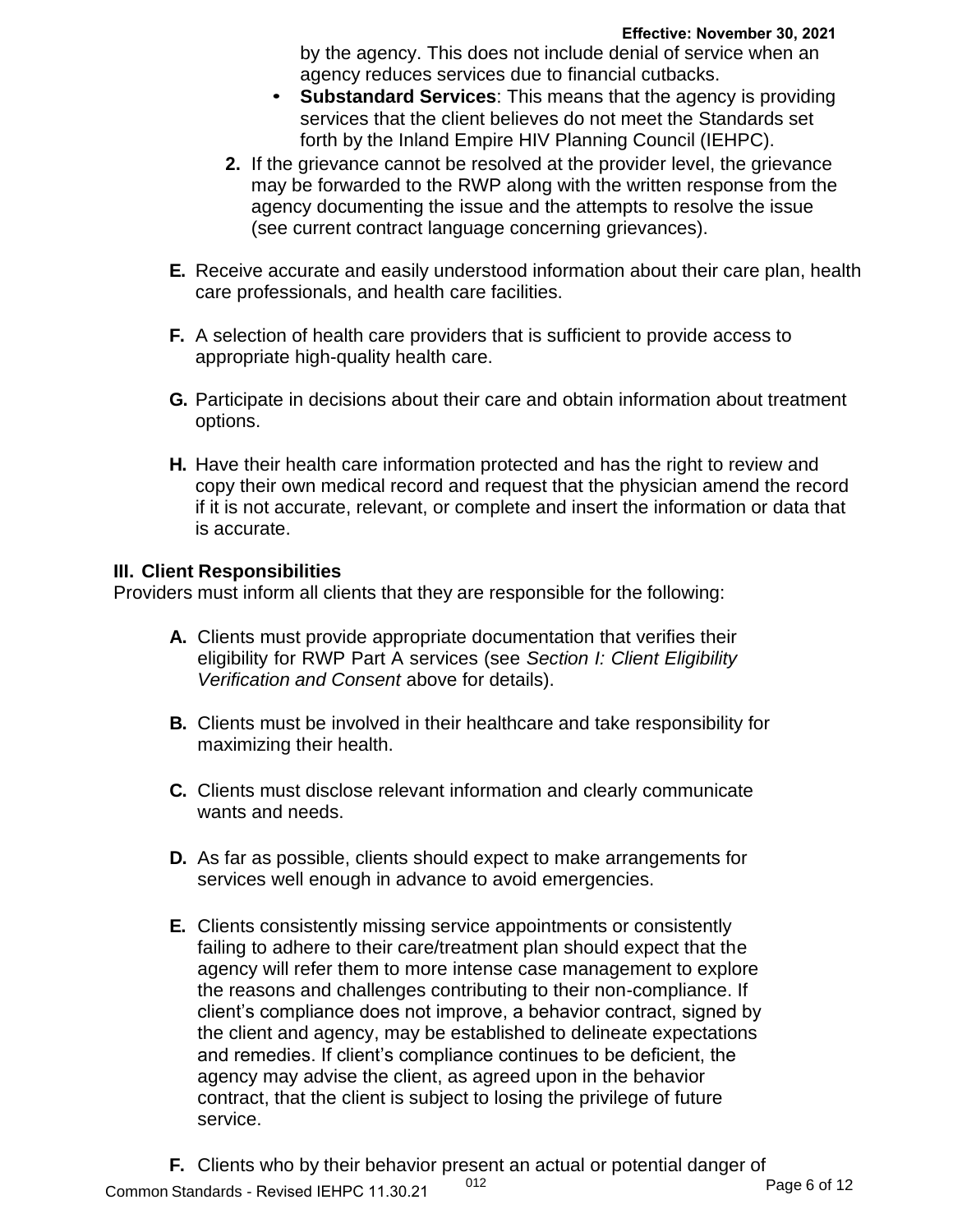by the agency. This does not include denial of service when an agency reduces services due to financial cutbacks.

- **Substandard Services**: This means that the agency is providing services that the client believes do not meet the Standards set forth by the Inland Empire HIV Planning Council (IEHPC).

2. If the grievance cannot be resolved at the provider level, the grievance may be forwarded to the RWP along with the written response from the agency documenting the issue and the attempts to resolve the issue (see current contract language concerning grievances).

**E.** Receive accurate and easily understood information about their care plan, health care professionals, and health care facilities.

**F.** A selection of health care providers that is sufficient to provide access to appropriate high-quality health care.

**G.** Participate in decisions about their care and obtain information about treatment options.

**H.** Have their health care information protected and has the right to review and copy their own medical record and request that the physician amend the record if it is not accurate, relevant, or complete and insert the information or data that is accurate.

## III. Client Responsibilities

Providers must inform all clients that they are responsible for the following:

**A.** Clients must provide appropriate documentation that verifies their eligibility for RWP Part A services (see *Section I: Client Eligibility Verification and Consent* above for details).

**B.** Clients must be involved in their healthcare and take responsibility for maximizing their health.

**C.** Clients must disclose relevant information and clearly communicate wants and needs.

**D.** As far as possible, clients should expect to make arrangements for services well enough in advance to avoid emergencies.

**E.** Clients consistently missing service appointments or consistently failing to adhere to their care/treatment plan should expect that the agency will refer them to more intense case management to explore the reasons and challenges contributing to their non-compliance. If client's compliance does not improve, a behavior contract, signed by the client and agency, may be established to delineate expectations and remedies. If client's compliance continues to be deficient, the agency may advise the client, as agreed upon in the behavior contract, that the client is subject to losing the privilege of future service.

**F.** Clients who by their behavior present an actual or potential danger of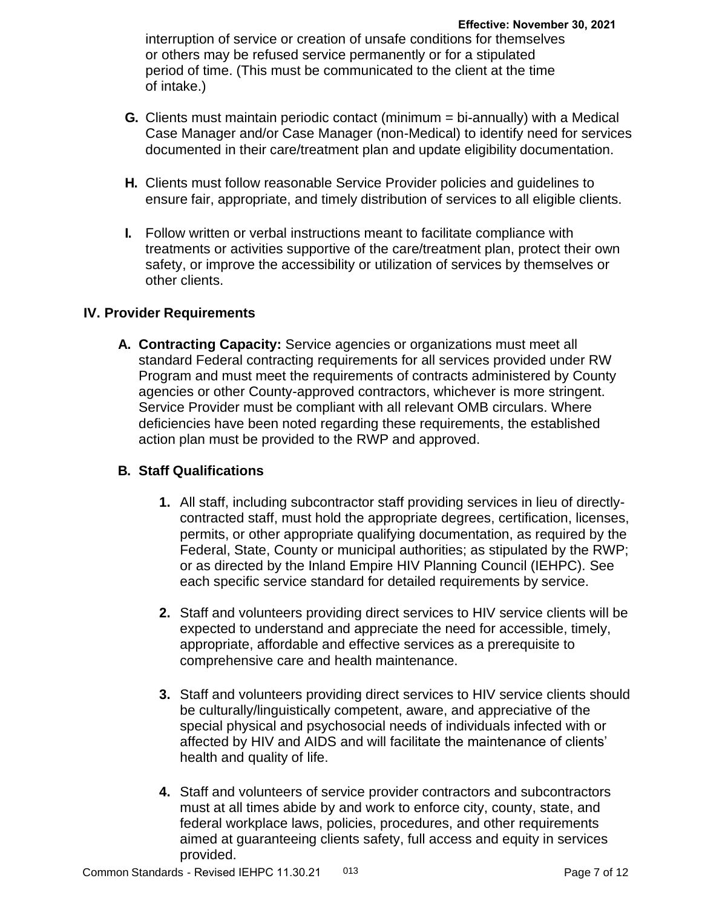interruption of service or creation of unsafe conditions for themselves or others may be refused service permanently or for a stipulated period of time. (This must be communicated to the client at the time of intake.)

**G.** Clients must maintain periodic contact (minimum = bi-annually) with a Medical Case Manager and/or Case Manager (non-Medical) to identify need for services documented in their care/treatment plan and update eligibility documentation.

**H.** Clients must follow reasonable Service Provider policies and guidelines to ensure fair, appropriate, and timely distribution of services to all eligible clients.

**I.** Follow written or verbal instructions meant to facilitate compliance with treatments or activities supportive of the care/treatment plan, protect their own safety, or improve the accessibility or utilization of services by themselves or other clients.

## IV. Provider Requirements

**A. Contracting Capacity:** Service agencies or organizations must meet all standard Federal contracting requirements for all services provided under RW Program and must meet the requirements of contracts administered by County agencies or other County-approved contractors, whichever is more stringent. Service Provider must be compliant with all relevant OMB circulars. Where deficiencies have been noted regarding these requirements, the established action plan must be provided to the RWP and approved.

### B. Staff Qualifications

1. All staff, including subcontractor staff providing services in lieu of directly-contracted staff, must hold the appropriate degrees, certification, licenses, permits, or other appropriate qualifying documentation, as required by the Federal, State, County or municipal authorities; as stipulated by the RWP; or as directed by the Inland Empire HIV Planning Council (IEHPC). See each specific service standard for detailed requirements by service.

2. Staff and volunteers providing direct services to HIV service clients will be expected to understand and appreciate the need for accessible, timely, appropriate, affordable and effective services as a prerequisite to comprehensive care and health maintenance.

3. Staff and volunteers providing direct services to HIV service clients should be culturally/linguistically competent, aware, and appreciative of the special physical and psychosocial needs of individuals infected with or affected by HIV and AIDS and will facilitate the maintenance of clients' health and quality of life.

4. Staff and volunteers of service provider contractors and subcontractors must at all times abide by and work to enforce city, county, state, and federal workplace laws, policies, procedures, and other requirements aimed at guaranteeing clients safety, full access and equity in services provided.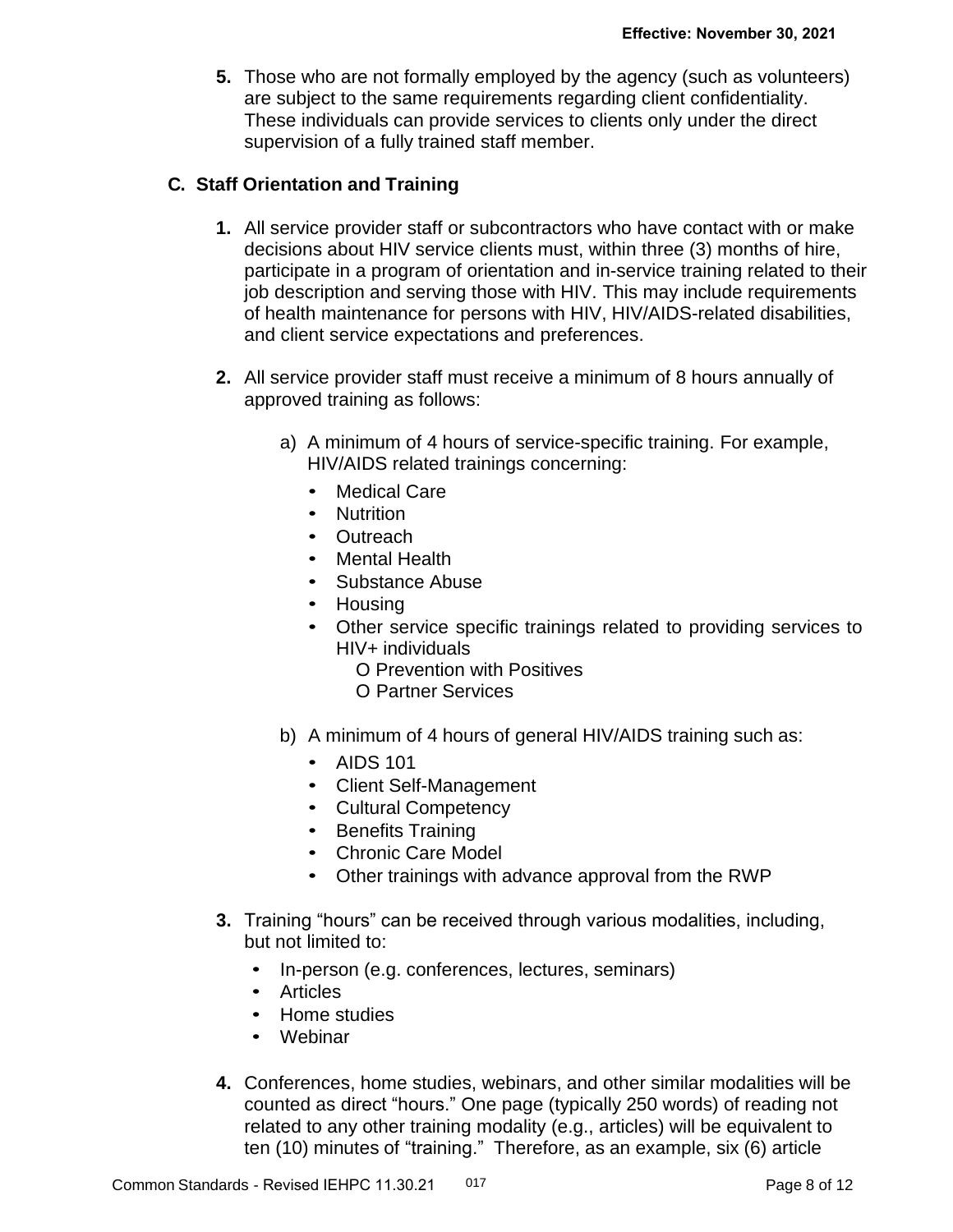5. Those who are not formally employed by the agency (such as volunteers) are subject to the same requirements regarding client confidentiality. These individuals can provide services to clients only under the direct supervision of a fully trained staff member.

### C. Staff Orientation and Training

1. All service provider staff or subcontractors who have contact with or make decisions about HIV service clients must, within three (3) months of hire, participate in a program of orientation and in-service training related to their job description and serving those with HIV. This may include requirements of health maintenance for persons with HIV, HIV/AIDS-related disabilities, and client service expectations and preferences.

2. All service provider staff must receive a minimum of 8 hours annually of approved training as follows:

   a) A minimum of 4 hours of service-specific training. For example, HIV/AIDS related trainings concerning:
      - Medical Care
      - Nutrition
      - Outreach
      - Mental Health
      - Substance Abuse
      - Housing
      - Other service specific trainings related to providing services to HIV+ individuals
        - O Prevention with Positives
        - O Partner Services

   b) A minimum of 4 hours of general HIV/AIDS training such as:
      - AIDS 101
      - Client Self-Management
      - Cultural Competency
      - Benefits Training
      - Chronic Care Model
      - Other trainings with advance approval from the RWP

3. Training "hours" can be received through various modalities, including, but not limited to:
   - In-person (e.g. conferences, lectures, seminars)
   - Articles
   - Home studies
   - Webinar

4. Conferences, home studies, webinars, and other similar modalities will be counted as direct "hours." One page (typically 250 words) of reading not related to any other training modality (e.g., articles) will be equivalent to ten (10) minutes of "training." Therefore, as an example, six (6) article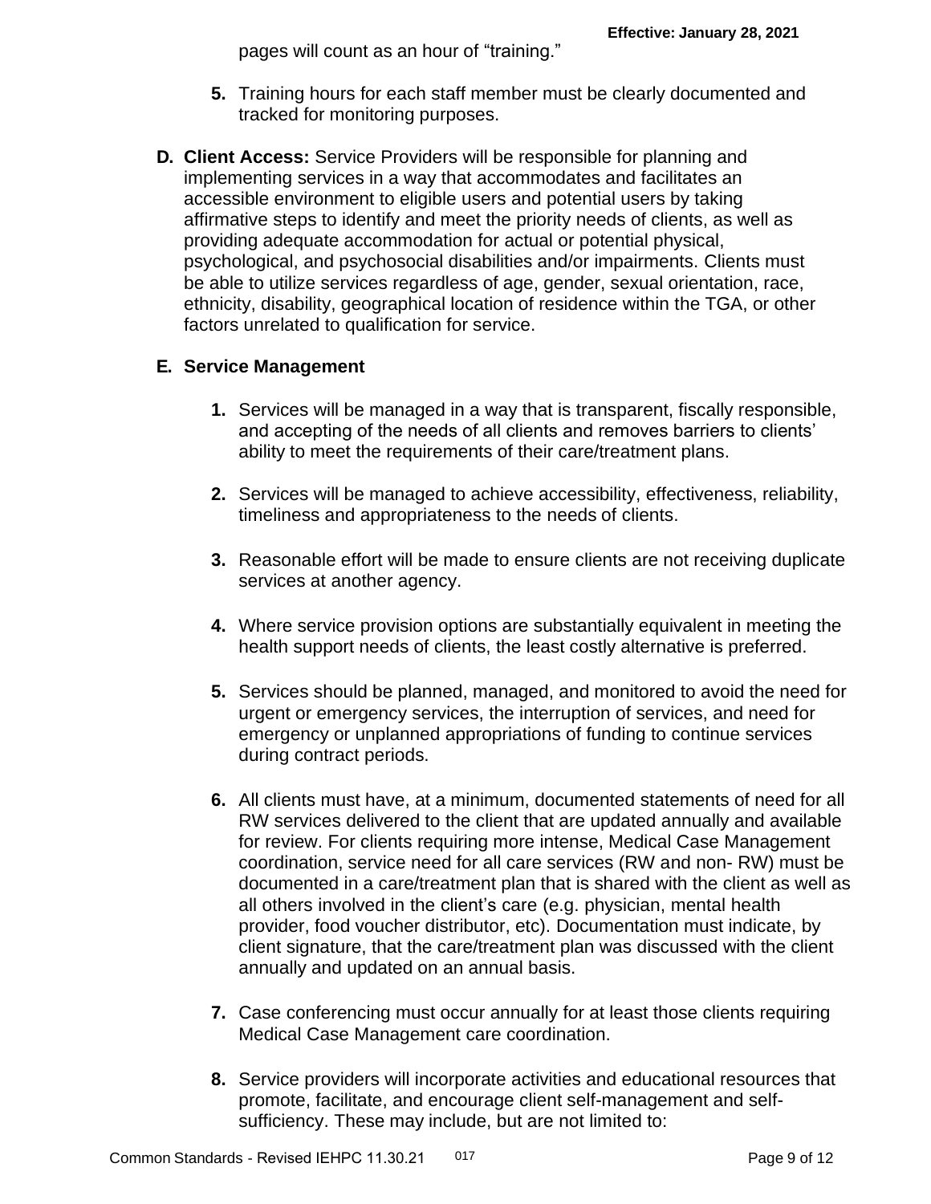pages will count as an hour of "training."

5. Training hours for each staff member must be clearly documented and tracked for monitoring purposes.

**D. Client Access:** Service Providers will be responsible for planning and implementing services in a way that accommodates and facilitates an accessible environment to eligible users and potential users by taking affirmative steps to identify and meet the priority needs of clients, as well as providing adequate accommodation for actual or potential physical, psychological, and psychosocial disabilities and/or impairments. Clients must be able to utilize services regardless of age, gender, sexual orientation, race, ethnicity, disability, geographical location of residence within the TGA, or other factors unrelated to qualification for service.

**E. Service Management**

1. Services will be managed in a way that is transparent, fiscally responsible, and accepting of the needs of all clients and removes barriers to clients' ability to meet the requirements of their care/treatment plans.

2. Services will be managed to achieve accessibility, effectiveness, reliability, timeliness and appropriateness to the needs of clients.

3. Reasonable effort will be made to ensure clients are not receiving duplicate services at another agency.

4. Where service provision options are substantially equivalent in meeting the health support needs of clients, the least costly alternative is preferred.

5. Services should be planned, managed, and monitored to avoid the need for urgent or emergency services, the interruption of services, and need for emergency or unplanned appropriations of funding to continue services during contract periods.

6. All clients must have, at a minimum, documented statements of need for all RW services delivered to the client that are updated annually and available for review. For clients requiring more intense, Medical Case Management coordination, service need for all care services (RW and non- RW) must be documented in a care/treatment plan that is shared with the client as well as all others involved in the client's care (e.g. physician, mental health provider, food voucher distributor, etc). Documentation must indicate, by client signature, that the care/treatment plan was discussed with the client annually and updated on an annual basis.

7. Case conferencing must occur annually for at least those clients requiring Medical Case Management care coordination.

8. Service providers will incorporate activities and educational resources that promote, facilitate, and encourage client self-management and self-sufficiency. These may include, but are not limited to: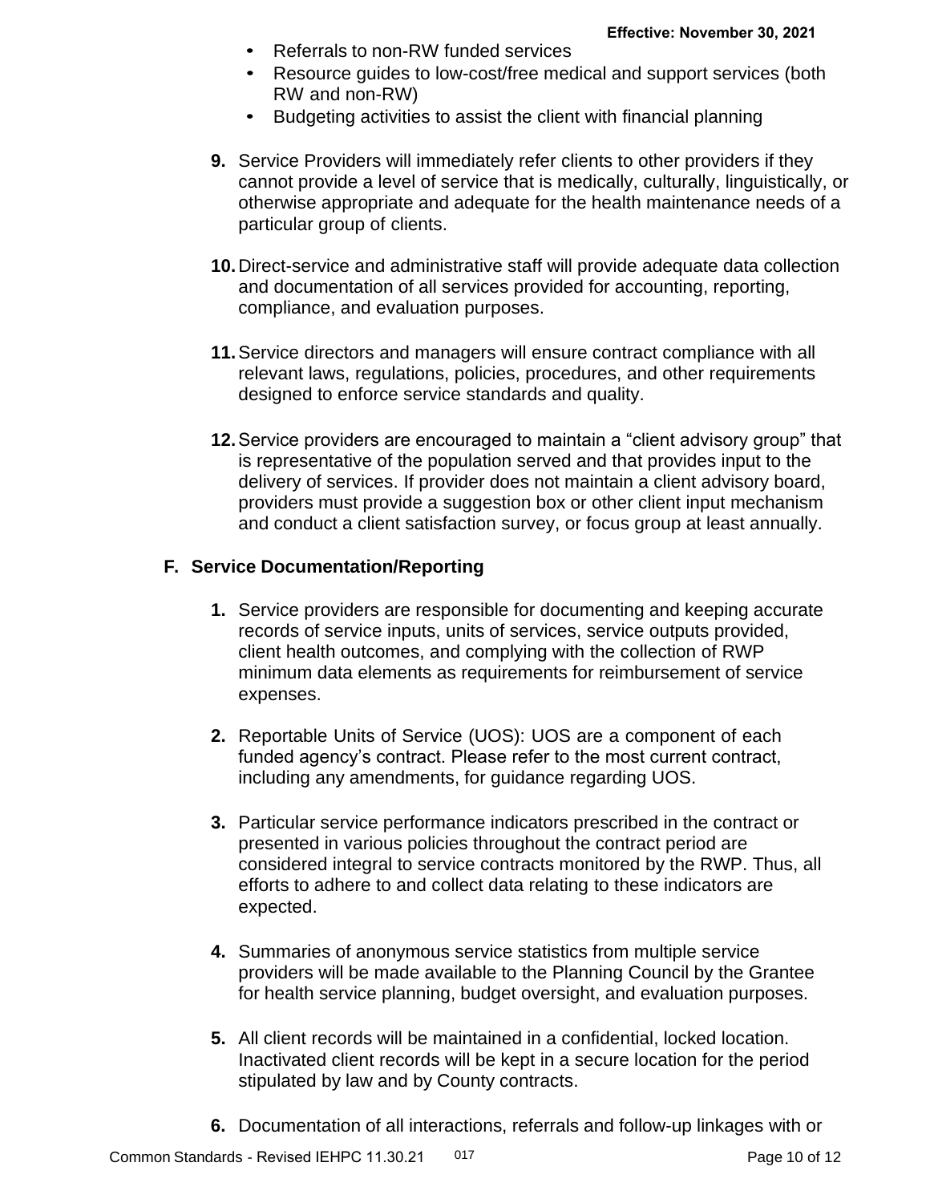- Referrals to non-RW funded services
- Resource guides to low-cost/free medical and support services (both RW and non-RW)
- Budgeting activities to assist the client with financial planning

9. Service Providers will immediately refer clients to other providers if they cannot provide a level of service that is medically, culturally, linguistically, or otherwise appropriate and adequate for the health maintenance needs of a particular group of clients.

10. Direct-service and administrative staff will provide adequate data collection and documentation of all services provided for accounting, reporting, compliance, and evaluation purposes.

11. Service directors and managers will ensure contract compliance with all relevant laws, regulations, policies, procedures, and other requirements designed to enforce service standards and quality.

12. Service providers are encouraged to maintain a "client advisory group" that is representative of the population served and that provides input to the delivery of services. If provider does not maintain a client advisory board, providers must provide a suggestion box or other client input mechanism and conduct a client satisfaction survey, or focus group at least annually.

## F. Service Documentation/Reporting

1. Service providers are responsible for documenting and keeping accurate records of service inputs, units of services, service outputs provided, client health outcomes, and complying with the collection of RWP minimum data elements as requirements for reimbursement of service expenses.

2. Reportable Units of Service (UOS): UOS are a component of each funded agency's contract. Please refer to the most current contract, including any amendments, for guidance regarding UOS.

3. Particular service performance indicators prescribed in the contract or presented in various policies throughout the contract period are considered integral to service contracts monitored by the RWP. Thus, all efforts to adhere to and collect data relating to these indicators are expected.

4. Summaries of anonymous service statistics from multiple service providers will be made available to the Planning Council by the Grantee for health service planning, budget oversight, and evaluation purposes.

5. All client records will be maintained in a confidential, locked location. Inactivated client records will be kept in a secure location for the period stipulated by law and by County contracts.

6. Documentation of all interactions, referrals and follow-up linkages with or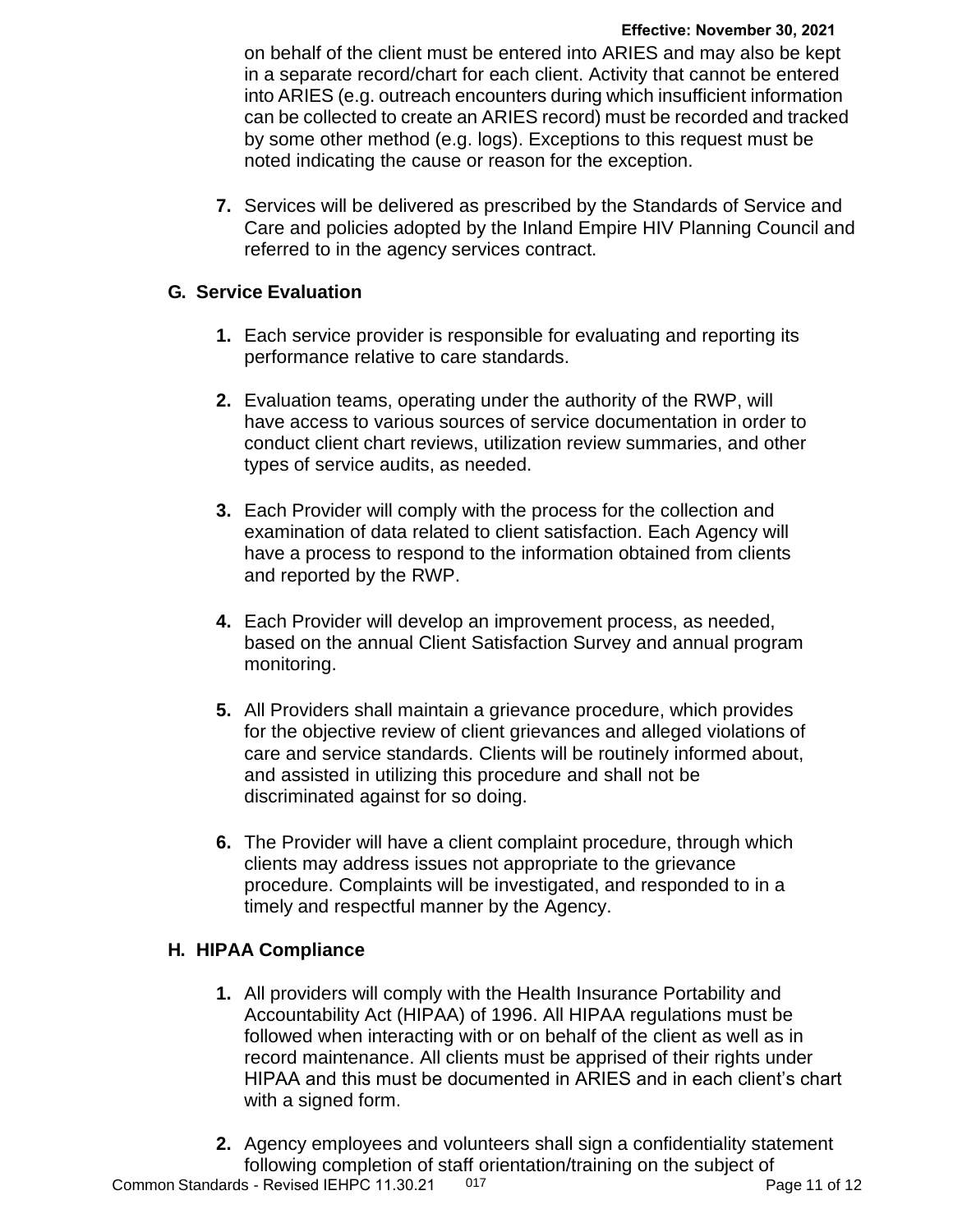on behalf of the client must be entered into ARIES and may also be kept in a separate record/chart for each client. Activity that cannot be entered into ARIES (e.g. outreach encounters during which insufficient information can be collected to create an ARIES record) must be recorded and tracked by some other method (e.g. logs). Exceptions to this request must be noted indicating the cause or reason for the exception.

7. Services will be delivered as prescribed by the Standards of Service and Care and policies adopted by the Inland Empire HIV Planning Council and referred to in the agency services contract.

## G. Service Evaluation

1. Each service provider is responsible for evaluating and reporting its performance relative to care standards.

2. Evaluation teams, operating under the authority of the RWP, will have access to various sources of service documentation in order to conduct client chart reviews, utilization review summaries, and other types of service audits, as needed.

3. Each Provider will comply with the process for the collection and examination of data related to client satisfaction. Each Agency will have a process to respond to the information obtained from clients and reported by the RWP.

4. Each Provider will develop an improvement process, as needed, based on the annual Client Satisfaction Survey and annual program monitoring.

5. All Providers shall maintain a grievance procedure, which provides for the objective review of client grievances and alleged violations of care and service standards. Clients will be routinely informed about, and assisted in utilizing this procedure and shall not be discriminated against for so doing.

6. The Provider will have a client complaint procedure, through which clients may address issues not appropriate to the grievance procedure. Complaints will be investigated, and responded to in a timely and respectful manner by the Agency.

## H. HIPAA Compliance

1. All providers will comply with the Health Insurance Portability and Accountability Act (HIPAA) of 1996. All HIPAA regulations must be followed when interacting with or on behalf of the client as well as in record maintenance. All clients must be apprised of their rights under HIPAA and this must be documented in ARIES and in each client's chart with a signed form.

2. Agency employees and volunteers shall sign a confidentiality statement following completion of staff orientation/training on the subject of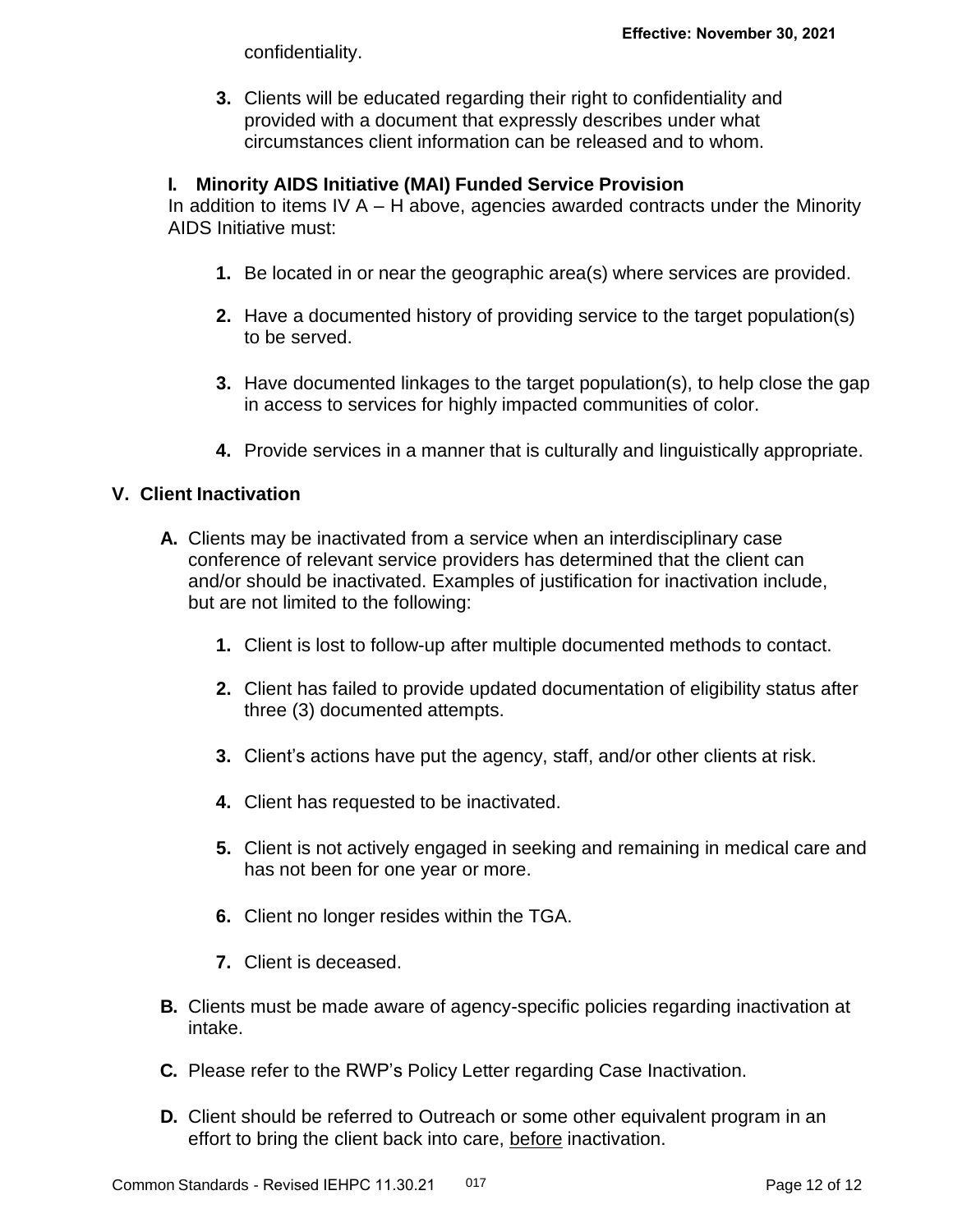confidentiality.

3. Clients will be educated regarding their right to confidentiality and provided with a document that expressly describes under what circumstances client information can be released and to whom.

### I. Minority AIDS Initiative (MAI) Funded Service Provision

In addition to items IV A – H above, agencies awarded contracts under the Minority AIDS Initiative must:

1. Be located in or near the geographic area(s) where services are provided.

2. Have a documented history of providing service to the target population(s) to be served.

3. Have documented linkages to the target population(s), to help close the gap in access to services for highly impacted communities of color.

4. Provide services in a manner that is culturally and linguistically appropriate.

## V. Client Inactivation

**A.** Clients may be inactivated from a service when an interdisciplinary case conference of relevant service providers has determined that the client can and/or should be inactivated. Examples of justification for inactivation include, but are not limited to the following:

1. Client is lost to follow-up after multiple documented methods to contact.

2. Client has failed to provide updated documentation of eligibility status after three (3) documented attempts.

3. Client's actions have put the agency, staff, and/or other clients at risk.

4. Client has requested to be inactivated.

5. Client is not actively engaged in seeking and remaining in medical care and has not been for one year or more.

6. Client no longer resides within the TGA.

7. Client is deceased.

**B.** Clients must be made aware of agency-specific policies regarding inactivation at intake.

**C.** Please refer to the RWP's Policy Letter regarding Case Inactivation.

**D.** Client should be referred to Outreach or some other equivalent program in an effort to bring the client back into care, <u>before</u> inactivation.